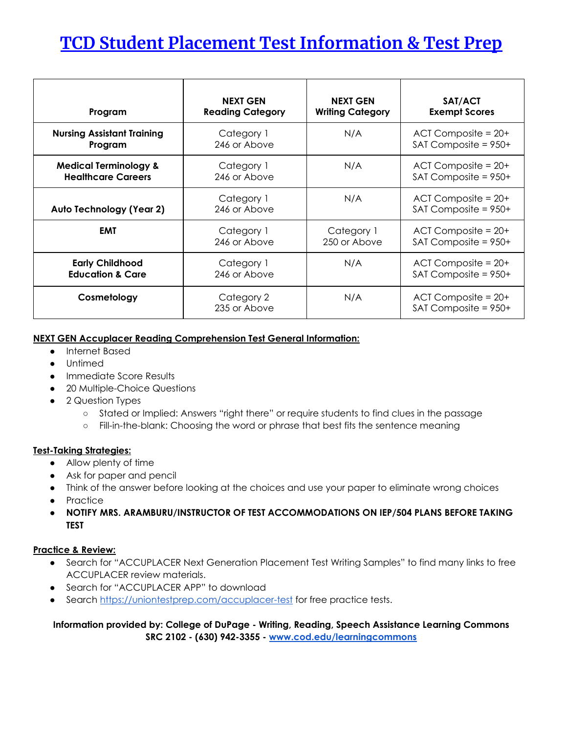# [TCD Student Placement Test Information & Test Prep]()

| Program | NEXT GEN Reading Category | NEXT GEN Writing Category | SAT/ACT Exempt Scores |
|---|---|---|---|
| **Nursing Assistant Training Program** | Category 1<br>246 or Above | N/A | ACT Composite = 20+<br>SAT Composite = 950+ |
| **Medical Terminology & Healthcare Careers** | Category 1<br>246 or Above | N/A | ACT Composite = 20+<br>SAT Composite = 950+ |
| **Auto Technology (Year 2)** | Category 1<br>246 or Above | N/A | ACT Composite = 20+<br>SAT Composite = 950+ |
| **EMT** | Category 1<br>246 or Above | Category 1<br>250 or Above | ACT Composite = 20+<br>SAT Composite = 950+ |
| **Early Childhood Education & Care** | Category 1<br>246 or Above | N/A | ACT Composite = 20+<br>SAT Composite = 950+ |
| **Cosmetology** | Category 2<br>235 or Above | N/A | ACT Composite = 20+<br>SAT Composite = 950+ |

**NEXT GEN Accuplacer Reading Comprehension Test General Information:**

- Internet Based
- Untimed
- Immediate Score Results
- 20 Multiple-Choice Questions
- 2 Question Types
  - Stated or Implied: Answers "right there" or require students to find clues in the passage
  - Fill-in-the-blank: Choosing the word or phrase that best fits the sentence meaning

**Test-Taking Strategies:**

- Allow plenty of time
- Ask for paper and pencil
- Think of the answer before looking at the choices and use your paper to eliminate wrong choices
- Practice
- **NOTIFY MRS. ARAMBURU/INSTRUCTOR OF TEST ACCOMMODATIONS ON IEP/504 PLANS BEFORE TAKING TEST**

**Practice & Review:**

- Search for "ACCUPLACER Next Generation Placement Test Writing Samples" to find many links to free ACCUPLACER review materials.
- Search for "ACCUPLACER APP" to download
- Search [https://uniontestprep.com/accuplacer-test](https://uniontestprep.com/accuplacer-test) for free practice tests.

**Information provided by: College of DuPage - Writing, Reading, Speech Assistance Learning Commons**
**SRC 2102 - (630) 942-3355 - [www.cod.edu/learningcommons](http://www.cod.edu/learningcommons)**